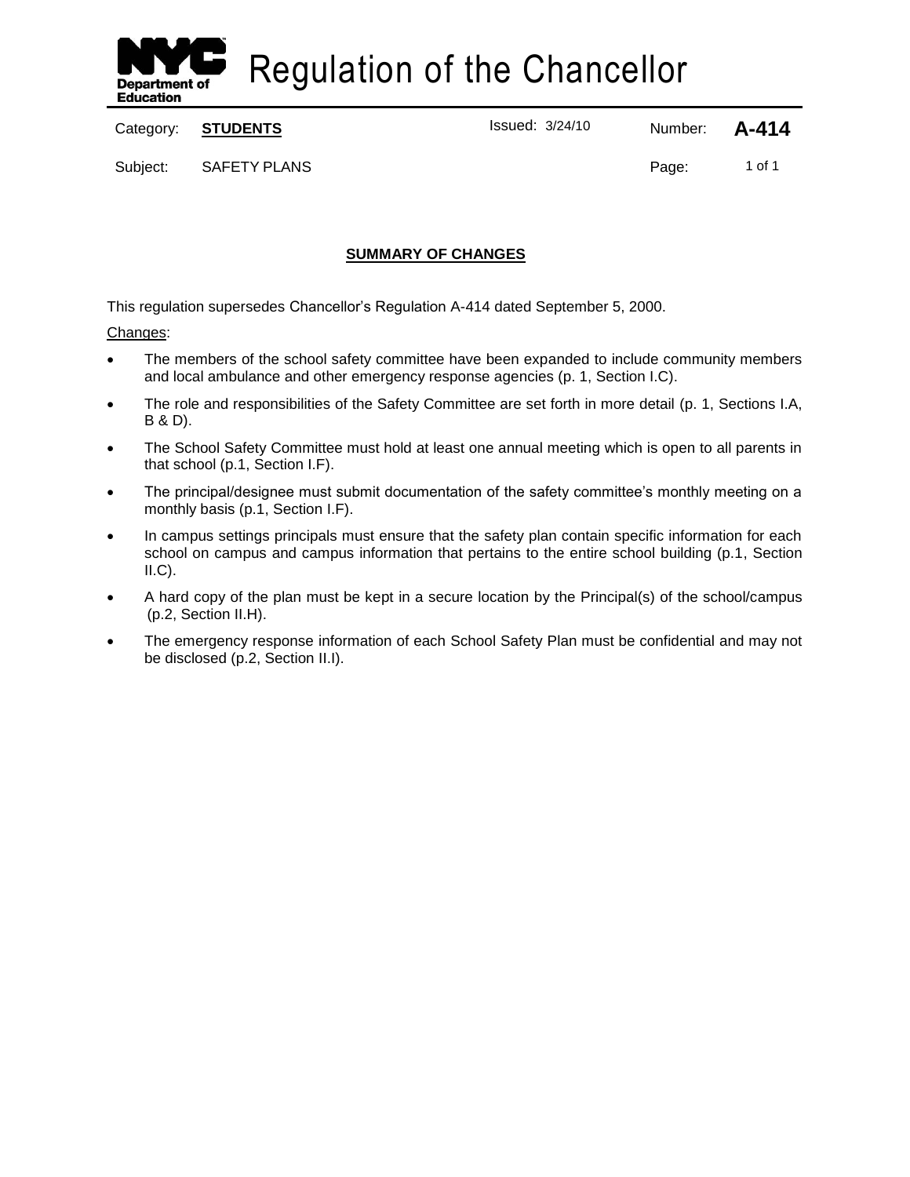# Regulation of the Chancellor

| Category: | **STUDENTS** | Issued: 3/24/10 | Number: | **A-414** |
|---|---|---|---|---|
| Subject: | SAFETY PLANS | | Page: | 1 of 1 |

## SUMMARY OF CHANGES

This regulation supersedes Chancellor's Regulation A-414 dated September 5, 2000.

Changes:

- The members of the school safety committee have been expanded to include community members and local ambulance and other emergency response agencies (p. 1, Section I.C).
- The role and responsibilities of the Safety Committee are set forth in more detail (p. 1, Sections I.A, B & D).
- The School Safety Committee must hold at least one annual meeting which is open to all parents in that school (p.1, Section I.F).
- The principal/designee must submit documentation of the safety committee's monthly meeting on a monthly basis (p.1, Section I.F).
- In campus settings principals must ensure that the safety plan contain specific information for each school on campus and campus information that pertains to the entire school building (p.1, Section II.C).
- A hard copy of the plan must be kept in a secure location by the Principal(s) of the school/campus (p.2, Section II.H).
- The emergency response information of each School Safety Plan must be confidential and may not be disclosed (p.2, Section II.I).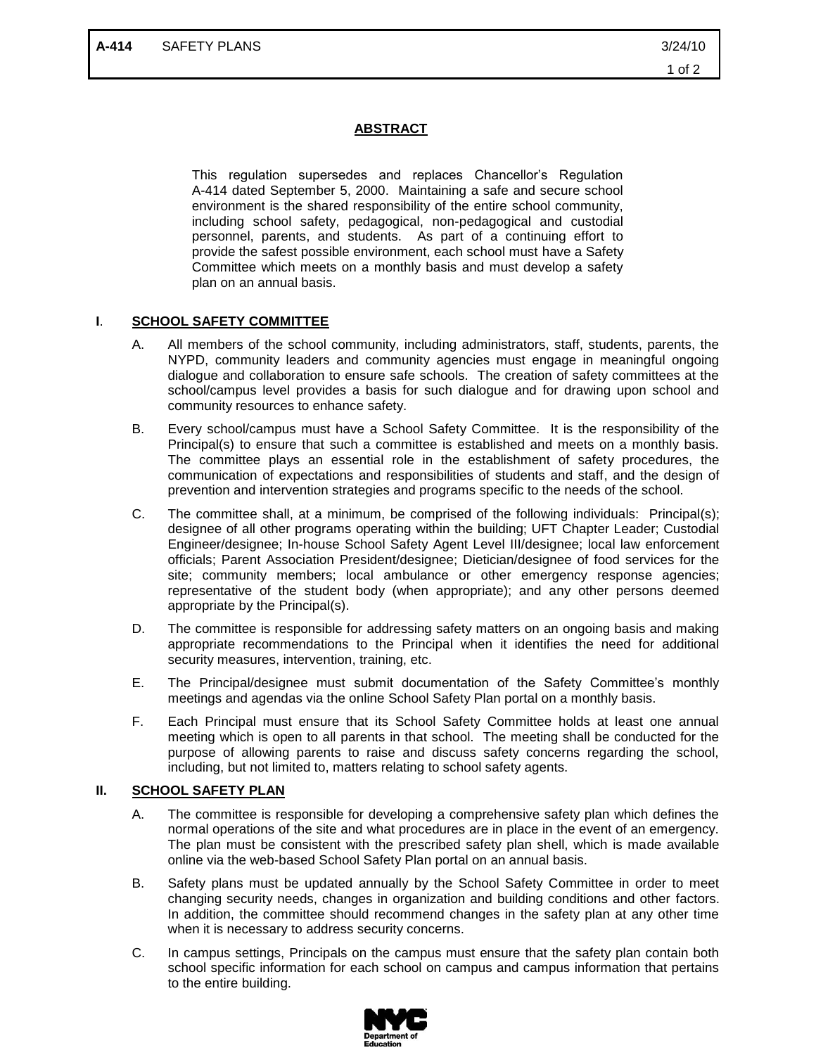## ABSTRACT

This regulation supersedes and replaces Chancellor's Regulation A-414 dated September 5, 2000. Maintaining a safe and secure school environment is the shared responsibility of the entire school community, including school safety, pedagogical, non-pedagogical and custodial personnel, parents, and students. As part of a continuing effort to provide the safest possible environment, each school must have a Safety Committee which meets on a monthly basis and must develop a safety plan on an annual basis.

## I. SCHOOL SAFETY COMMITTEE

A. All members of the school community, including administrators, staff, students, parents, the NYPD, community leaders and community agencies must engage in meaningful ongoing dialogue and collaboration to ensure safe schools. The creation of safety committees at the school/campus level provides a basis for such dialogue and for drawing upon school and community resources to enhance safety.

B. Every school/campus must have a School Safety Committee. It is the responsibility of the Principal(s) to ensure that such a committee is established and meets on a monthly basis. The committee plays an essential role in the establishment of safety procedures, the communication of expectations and responsibilities of students and staff, and the design of prevention and intervention strategies and programs specific to the needs of the school.

C. The committee shall, at a minimum, be comprised of the following individuals: Principal(s); designee of all other programs operating within the building; UFT Chapter Leader; Custodial Engineer/designee; In-house School Safety Agent Level III/designee; local law enforcement officials; Parent Association President/designee; Dietician/designee of food services for the site; community members; local ambulance or other emergency response agencies; representative of the student body (when appropriate); and any other persons deemed appropriate by the Principal(s).

D. The committee is responsible for addressing safety matters on an ongoing basis and making appropriate recommendations to the Principal when it identifies the need for additional security measures, intervention, training, etc.

E. The Principal/designee must submit documentation of the Safety Committee's monthly meetings and agendas via the online School Safety Plan portal on a monthly basis.

F. Each Principal must ensure that its School Safety Committee holds at least one annual meeting which is open to all parents in that school. The meeting shall be conducted for the purpose of allowing parents to raise and discuss safety concerns regarding the school, including, but not limited to, matters relating to school safety agents.

## II. SCHOOL SAFETY PLAN

A. The committee is responsible for developing a comprehensive safety plan which defines the normal operations of the site and what procedures are in place in the event of an emergency. The plan must be consistent with the prescribed safety plan shell, which is made available online via the web-based School Safety Plan portal on an annual basis.

B. Safety plans must be updated annually by the School Safety Committee in order to meet changing security needs, changes in organization and building conditions and other factors. In addition, the committee should recommend changes in the safety plan at any other time when it is necessary to address security concerns.

C. In campus settings, Principals on the campus must ensure that the safety plan contain both school specific information for each school on campus and campus information that pertains to the entire building.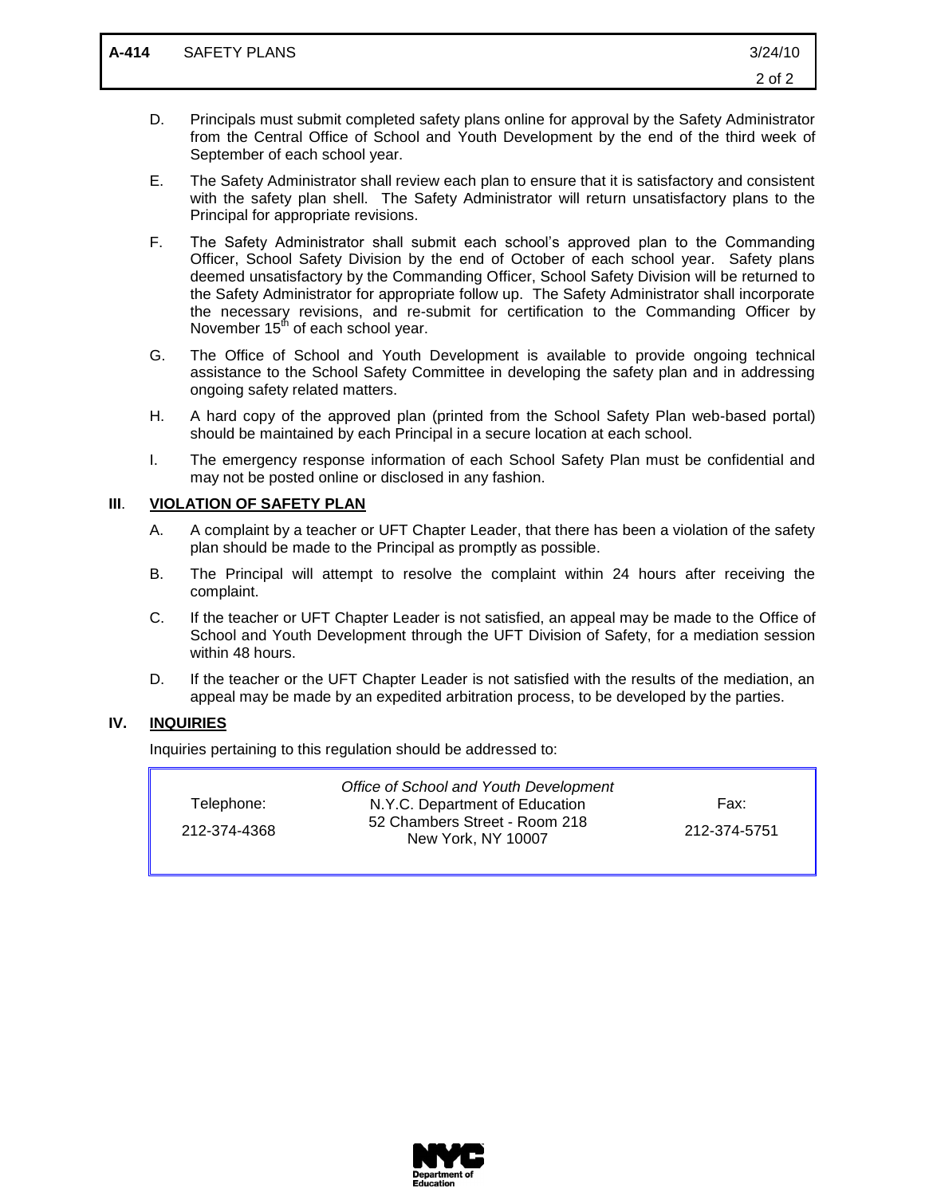D. Principals must submit completed safety plans online for approval by the Safety Administrator from the Central Office of School and Youth Development by the end of the third week of September of each school year.

E. The Safety Administrator shall review each plan to ensure that it is satisfactory and consistent with the safety plan shell. The Safety Administrator will return unsatisfactory plans to the Principal for appropriate revisions.

F. The Safety Administrator shall submit each school's approved plan to the Commanding Officer, School Safety Division by the end of October of each school year. Safety plans deemed unsatisfactory by the Commanding Officer, School Safety Division will be returned to the Safety Administrator for appropriate follow up. The Safety Administrator shall incorporate the necessary revisions, and re-submit for certification to the Commanding Officer by November 15th of each school year.

G. The Office of School and Youth Development is available to provide ongoing technical assistance to the School Safety Committee in developing the safety plan and in addressing ongoing safety related matters.

H. A hard copy of the approved plan (printed from the School Safety Plan web-based portal) should be maintained by each Principal in a secure location at each school.

I. The emergency response information of each School Safety Plan must be confidential and may not be posted online or disclosed in any fashion.

## III. VIOLATION OF SAFETY PLAN

A. A complaint by a teacher or UFT Chapter Leader, that there has been a violation of the safety plan should be made to the Principal as promptly as possible.

B. The Principal will attempt to resolve the complaint within 24 hours after receiving the complaint.

C. If the teacher or UFT Chapter Leader is not satisfied, an appeal may be made to the Office of School and Youth Development through the UFT Division of Safety, for a mediation session within 48 hours.

D. If the teacher or the UFT Chapter Leader is not satisfied with the results of the mediation, an appeal may be made by an expedited arbitration process, to be developed by the parties.

## IV. INQUIRIES

Inquiries pertaining to this regulation should be addressed to:

| Telephone: | *Office of School and Youth Development* | Fax: |
|---|---|---|
| 212-374-4368 | N.Y.C. Department of Education<br>52 Chambers Street - Room 218<br>New York, NY 10007 | 212-374-5751 |